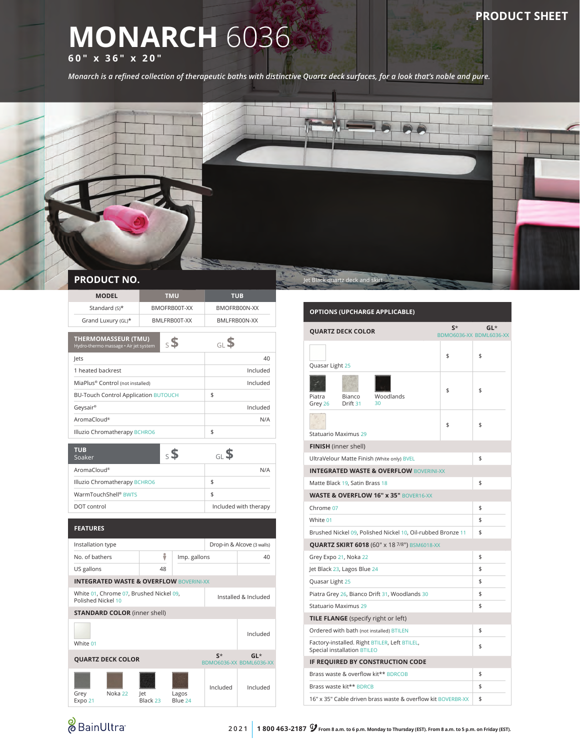PRODUCT SHEET

# MONARCH 6036

**60" x 36" x 20"**

*Monarch is a refined collection of therapeutic baths with distinctive Quartz deck surfaces, for a look that's noble and pure.*

Jet Black quartz deck and skirt

## PRODUCT NO.

| MODEL | TMU | TUB |
|---|---|---|
| Standard (S)* | BMOFRB00T-XX | BMOFRB00N-XX |
| Grand Luxury (GL)* | BMLFRB00T-XX | BMLFRB00N-XX |

| THERMOMASSEUR (TMU) Hydro-thermo massage • Air jet system | S $ | GL $ |
|---|---|---|
| Jets | | 40 |
| 1 heated backrest | | Included |
| MiaPlus® Control (not installed) | | Included |
| BU-Touch Control Application BUTOUCH | $ | |
| Geysair® | | Included |
| AromaCloud® | | N/A |
| Illuzio Chromatherapy BCHRO6 | $ | |

| TUB Soaker | S $ | GL $ |
|---|---|---|
| AromaCloud® | | N/A |
| Illuzio Chromatherapy BCHRO6 | $ | |
| WarmTouchShell® BWTS | $ | |
| DOT control | | Included with therapy |

### FEATURES

| | | | |
|---|---|---|---|
| Installation type | | Drop-in & Alcove (3 walls) | |
| No. of bathers | 1 | Imp. gallons | 40 |
| US gallons | 48 | | |
| **INTEGRATED WASTE & OVERFLOW** BOVERINI-XX | | | |
| White 01, Chrome 07, Brushed Nickel 09, Polished Nickel 10 | | Installed & Included | |
| **STANDARD COLOR** (inner shell) | | | |
| White 01 | | | Included |

| QUARTZ DECK COLOR | S* BDMO6036-XX | GL* BDML6036-XX |
|---|---|---|
| Grey Expo 21, Noka 22, Jet Black 23, Lagos Blue 24 | Included | Included |

### OPTIONS (UPCHARGE APPLICABLE)

| QUARTZ DECK COLOR | S* BDMO6036-XX | GL* BDML6036-XX |
|---|---|---|
| Quasar Light 25 | $ | $ |
| Piatra Grey 26, Bianco Drift 31, Woodlands 30 | $ | $ |
| Statuario Maximus 29 | $ | $ |

| | |
|---|---|
| **FINISH** (inner shell) | |
| UltraVelour Matte Finish (White only) BVEL | $ |
| **INTEGRATED WASTE & OVERFLOW** BOVERINI-XX | |
| Matte Black 19, Satin Brass 18 | $ |
| **WASTE & OVERFLOW 16" x 35"** BOVER16-XX | |
| Chrome 07 | $ |
| White 01 | $ |
| Brushed Nickel 09, Polished Nickel 10, Oil-rubbed Bronze 11 | $ |
| **QUARTZ SKIRT 6018** (60" x 18 7/8") BSM6018-XX | |
| Grey Expo 21, Noka 22 | $ |
| Jet Black 23, Lagos Blue 24 | $ |
| Quasar Light 25 | $ |
| Piatra Grey 26, Bianco Drift 31, Woodlands 30 | $ |
| Statuario Maximus 29 | $ |
| **TILE FLANGE** (specify right or left) | |
| Ordered with bath (not installed) BTILEN | $ |
| Factory-installed. Right BTILER, Left BTILEL, Special installation BTILEO | $ |
| **IF REQUIRED BY CONSTRUCTION CODE** | |
| Brass waste & overflow kit** BDRCOB | $ |
| Brass waste kit** BDRCB | $ |
| 16" x 35" Cable driven brass waste & overflow kit BOVERBR-XX | $ |

BainUltra

2021 | 1 800 463-2187 From 8 a.m. to 6 p.m. Monday to Thursday (EST). From 8 a.m. to 5 p.m. on Friday (EST).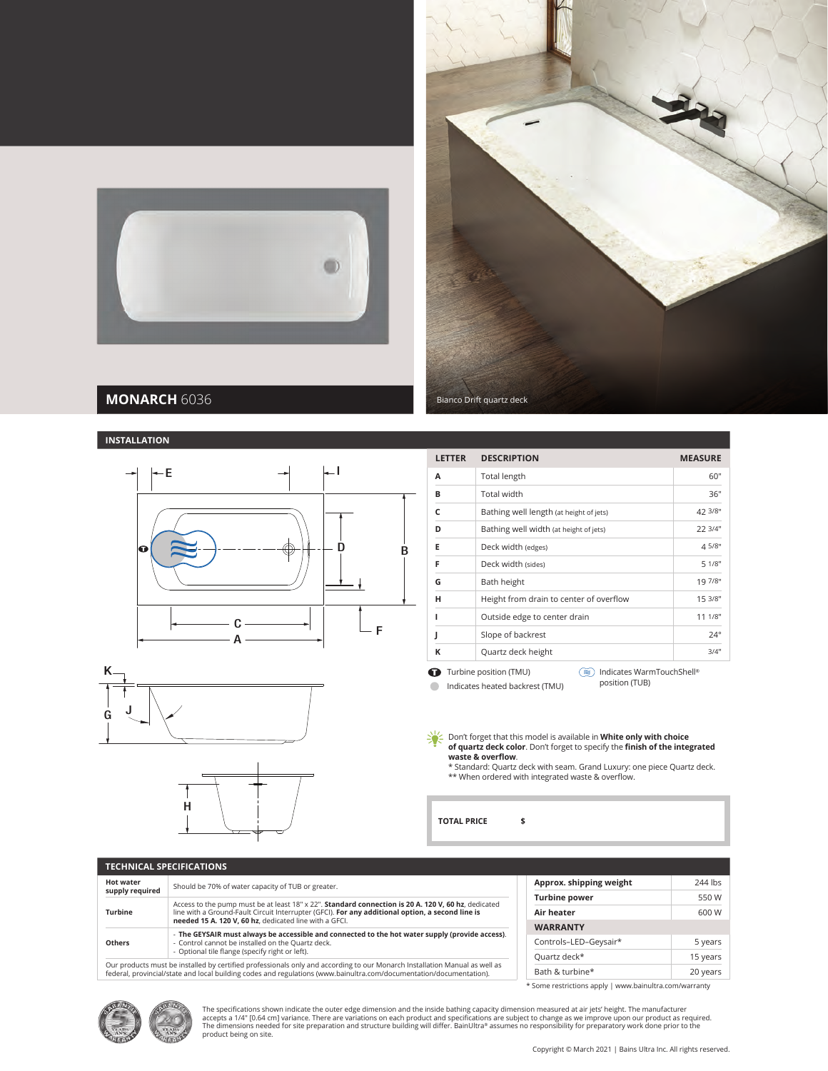## MONARCH 6036

Bianco Drift quartz deck

### INSTALLATION

| LETTER | DESCRIPTION | MEASURE |
|---|---|---|
| A | Total length | 60" |
| B | Total width | 36" |
| C | Bathing well length (at height of jets) | 42 3/8" |
| D | Bathing well width (at height of jets) | 22 3/4" |
| E | Deck width (edges) | 4 5/8" |
| F | Deck width (sides) | 5 1/8" |
| G | Bath height | 19 7/8" |
| H | Height from drain to center of overflow | 15 3/8" |
| I | Outside edge to center drain | 11 1/8" |
| J | Slope of backrest | 24° |
| K | Quartz deck height | 3/4" |

Turbine position (TMU)

Indicates heated backrest (TMU)

Indicates WarmTouchShell® position (TUB)

Don't forget that this model is available in **White only with choice of quartz deck color**. Don't forget to specify the **finish of the integrated waste & overflow**.
* Standard: Quartz deck with seam. Grand Luxury: one piece Quartz deck.
** When ordered with integrated waste & overflow.

**TOTAL PRICE** $

### TECHNICAL SPECIFICATIONS

| | |
|---|---|
| **Hot water supply required** | Should be 70% of water capacity of TUB or greater. |
| **Turbine** | Access to the pump must be at least 18" x 22". **Standard connection is 20 A. 120 V, 60 hz**, dedicated line with a Ground-Fault Circuit Interrupter (GFCI). **For any additional option, a second line is needed 15 A. 120 V, 60 hz**, dedicated line with a GFCI. |
| **Others** | - **The GEYSAIR must always be accessible and connected to the hot water supply (provide access)**.<br>- Control cannot be installed on the Quartz deck.<br>- Optional tile flange (specify right or left). |

Our products must be installed by certified professionals only and according to our Monarch Installation Manual as well as federal, provincial/state and local building codes and regulations (www.bainultra.com/documentation/documentation).

| | |
|---|---|
| **Approx. shipping weight** | 244 lbs |
| **Turbine power** | 550 W |
| **Air heater** | 600 W |
| **WARRANTY** | |
| Controls–LED–Geysair* | 5 years |
| Quartz deck* | 15 years |
| Bath & turbine* | 20 years |

* Some restrictions apply | www.bainultra.com/warranty

The specifications shown indicate the outer edge dimension and the inside bathing capacity dimension measured at air jets' height. The manufacturer accepts a 1/4" [0.64 cm] variance. There are variations on each product and specifications are subject to change as we improve upon our product as required. The dimensions needed for site preparation and structure building will differ. BainUltra® assumes no responsibility for preparatory work done prior to the product being on site.

Copyright © March 2021 | Bains Ultra Inc. All rights reserved.